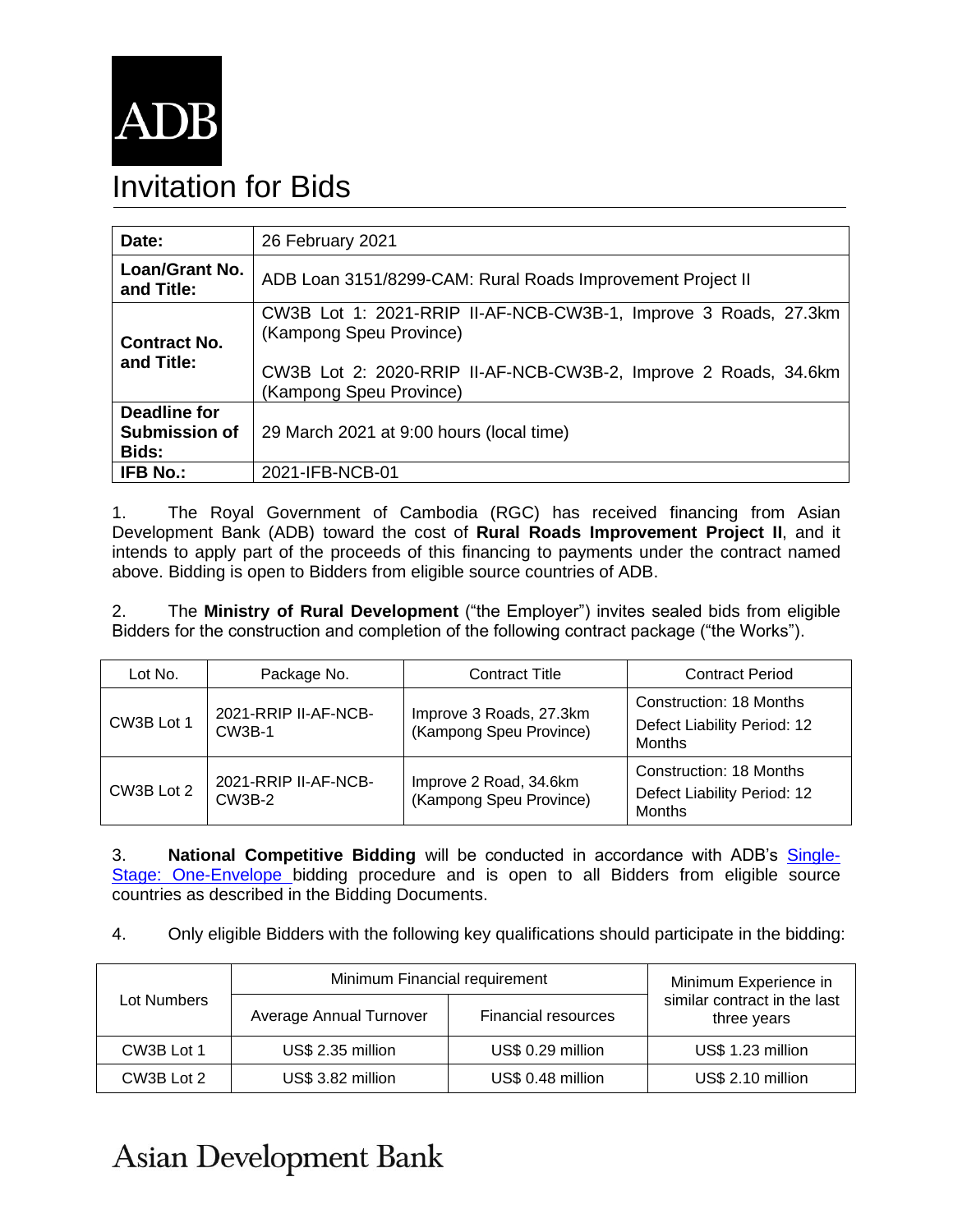ADB

# Invitation for Bids

| | |
|---|---|
| **Date:** | 26 February 2021 |
| **Loan/Grant No. and Title:** | ADB Loan 3151/8299-CAM: Rural Roads Improvement Project II |
| **Contract No. and Title:** | CW3B Lot 1: 2021-RRIP II-AF-NCB-CW3B-1, Improve 3 Roads, 27.3km (Kampong Speu Province)<br><br>CW3B Lot 2: 2020-RRIP II-AF-NCB-CW3B-2, Improve 2 Roads, 34.6km (Kampong Speu Province) |
| **Deadline for Submission of Bids:** | 29 March 2021 at 9:00 hours (local time) |
| **IFB No.:** | 2021-IFB-NCB-01 |

1. The Royal Government of Cambodia (RGC) has received financing from Asian Development Bank (ADB) toward the cost of **Rural Roads Improvement Project II**, and it intends to apply part of the proceeds of this financing to payments under the contract named above. Bidding is open to Bidders from eligible source countries of ADB.

2. The **Ministry of Rural Development** ("the Employer") invites sealed bids from eligible Bidders for the construction and completion of the following contract package ("the Works").

| Lot No. | Package No. | Contract Title | Contract Period |
|---|---|---|---|
| CW3B Lot 1 | 2021-RRIP II-AF-NCB-CW3B-1 | Improve 3 Roads, 27.3km (Kampong Speu Province) | Construction: 18 Months<br>Defect Liability Period: 12 Months |
| CW3B Lot 2 | 2021-RRIP II-AF-NCB-CW3B-2 | Improve 2 Road, 34.6km (Kampong Speu Province) | Construction: 18 Months<br>Defect Liability Period: 12 Months |

3. **National Competitive Bidding** will be conducted in accordance with ADB's Single-Stage: One-Envelope bidding procedure and is open to all Bidders from eligible source countries as described in the Bidding Documents.

4. Only eligible Bidders with the following key qualifications should participate in the bidding:

| Lot Numbers | Minimum Financial requirement | | Minimum Experience in similar contract in the last three years |
|---|---|---|---|
| | Average Annual Turnover | Financial resources | |
| CW3B Lot 1 | US$ 2.35 million | US$ 0.29 million | US$ 1.23 million |
| CW3B Lot 2 | US$ 3.82 million | US$ 0.48 million | US$ 2.10 million |

Asian Development Bank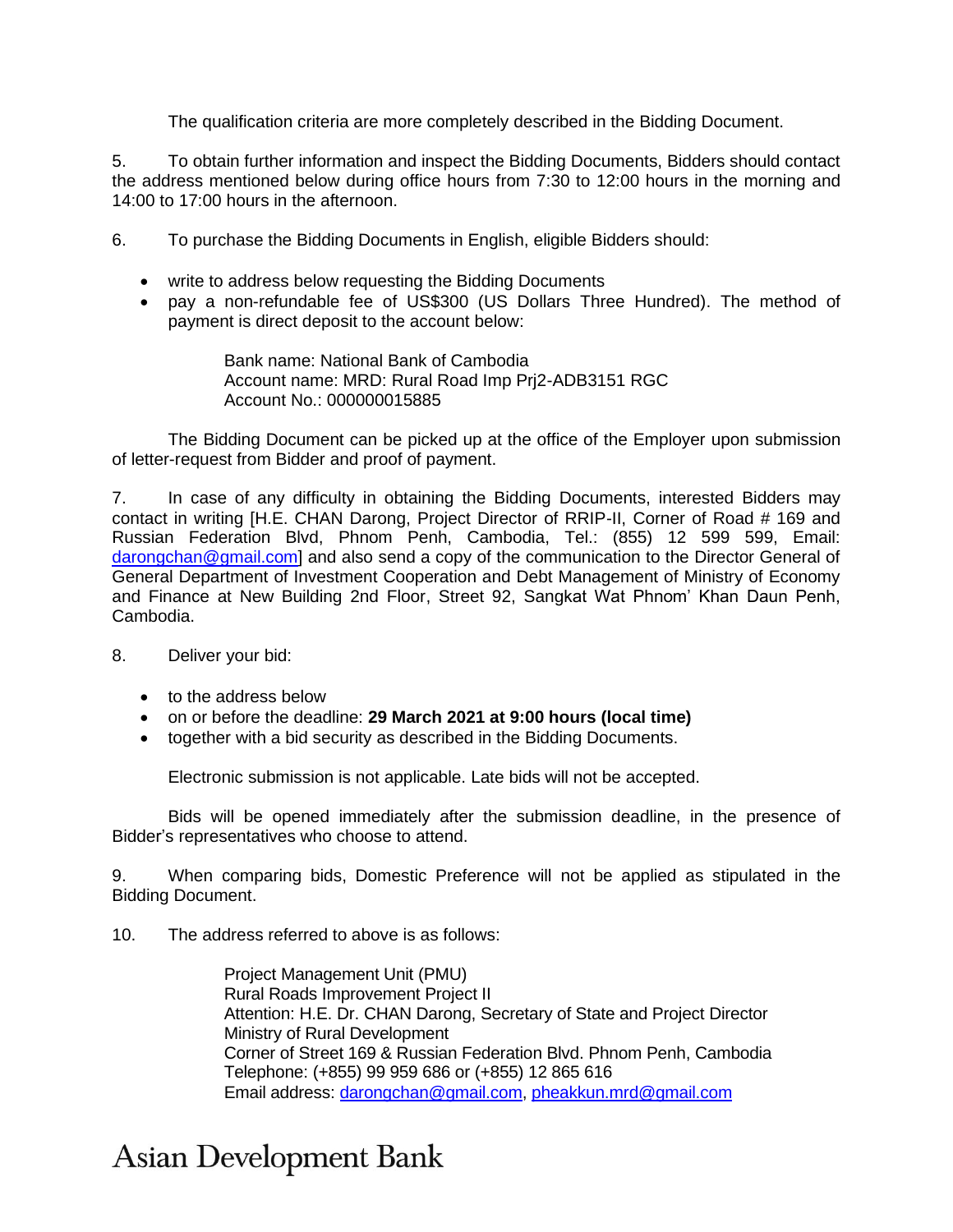The qualification criteria are more completely described in the Bidding Document.

5. To obtain further information and inspect the Bidding Documents, Bidders should contact the address mentioned below during office hours from 7:30 to 12:00 hours in the morning and 14:00 to 17:00 hours in the afternoon.

6. To purchase the Bidding Documents in English, eligible Bidders should:

- write to address below requesting the Bidding Documents
- pay a non-refundable fee of US$300 (US Dollars Three Hundred). The method of payment is direct deposit to the account below:

  Bank name: National Bank of Cambodia
  Account name: MRD: Rural Road Imp Prj2-ADB3151 RGC
  Account No.: 000000015885

The Bidding Document can be picked up at the office of the Employer upon submission of letter-request from Bidder and proof of payment.

7. In case of any difficulty in obtaining the Bidding Documents, interested Bidders may contact in writing [H.E. CHAN Darong, Project Director of RRIP-II, Corner of Road # 169 and Russian Federation Blvd, Phnom Penh, Cambodia, Tel.: (855) 12 599 599, Email: darongchan@gmail.com] and also send a copy of the communication to the Director General of General Department of Investment Cooperation and Debt Management of Ministry of Economy and Finance at New Building 2nd Floor, Street 92, Sangkat Wat Phnom' Khan Daun Penh, Cambodia.

8. Deliver your bid:

- to the address below
- on or before the deadline: **29 March 2021 at 9:00 hours (local time)**
- together with a bid security as described in the Bidding Documents.

Electronic submission is not applicable. Late bids will not be accepted.

Bids will be opened immediately after the submission deadline, in the presence of Bidder's representatives who choose to attend.

9. When comparing bids, Domestic Preference will not be applied as stipulated in the Bidding Document.

10. The address referred to above is as follows:

Project Management Unit (PMU)
Rural Roads Improvement Project II
Attention: H.E. Dr. CHAN Darong, Secretary of State and Project Director
Ministry of Rural Development
Corner of Street 169 & Russian Federation Blvd. Phnom Penh, Cambodia
Telephone: (+855) 99 959 686 or (+855) 12 865 616
Email address: darongchan@gmail.com, pheakkun.mrd@gmail.com